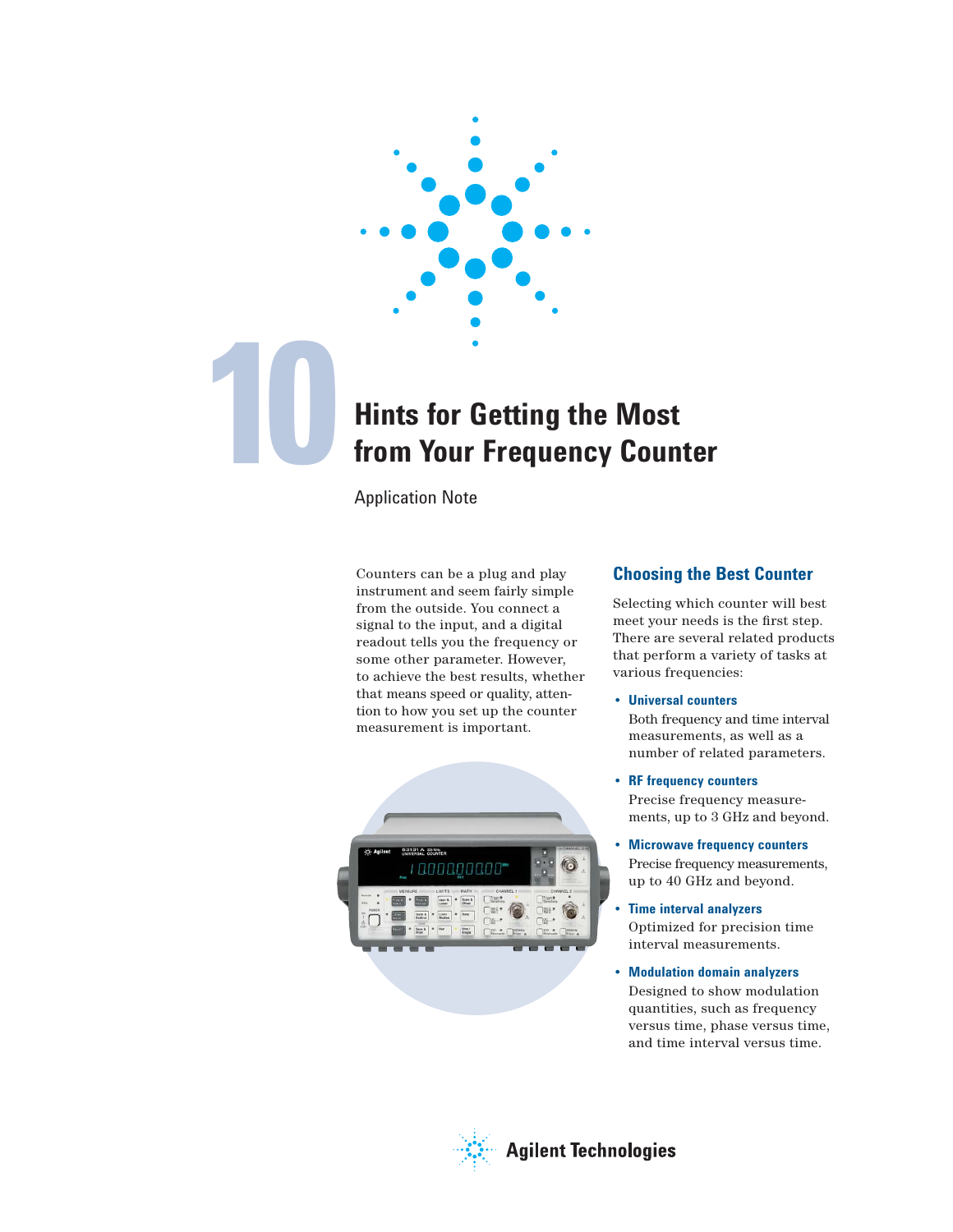# 10 Hints for Getting the Most from Your Frequency Counter

Application Note

Counters can be a plug and play instrument and seem fairly simple from the outside. You connect a signal to the input, and a digital readout tells you the frequency or some other parameter. However, to achieve the best results, whether that means speed or quality, attention to how you set up the counter measurement is important.

## Choosing the Best Counter

Selecting which counter will best meet your needs is the first step. There are several related products that perform a variety of tasks at various frequencies:

- **Universal counters**
  Both frequency and time interval measurements, as well as a number of related parameters.
- **RF frequency counters**
  Precise frequency measurements, up to 3 GHz and beyond.
- **Microwave frequency counters**
  Precise frequency measurements, up to 40 GHz and beyond.
- **Time interval analyzers**
  Optimized for precision time interval measurements.
- **Modulation domain analyzers**
  Designed to show modulation quantities, such as frequency versus time, phase versus time, and time interval versus time.

Agilent Technologies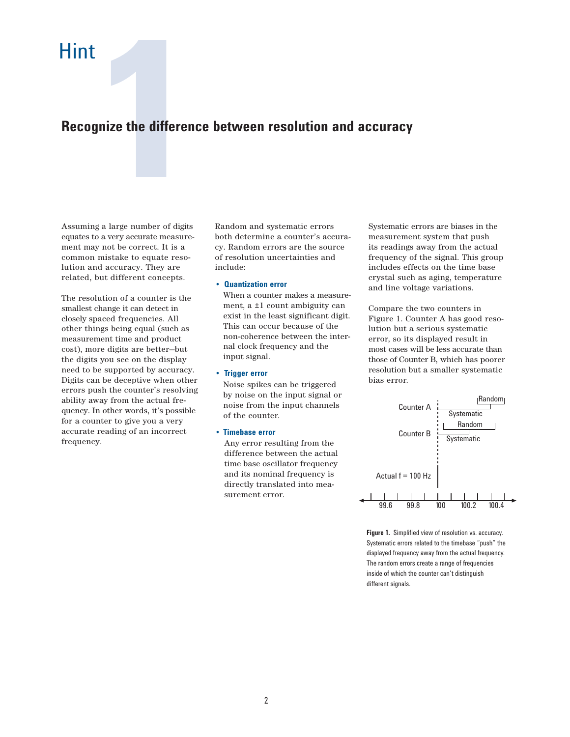# Hint 1

## Recognize the difference between resolution and accuracy

Assuming a large number of digits equates to a very accurate measurement may not be correct. It is a common mistake to equate resolution and accuracy. They are related, but different concepts.

The resolution of a counter is the smallest change it can detect in closely spaced frequencies. All other things being equal (such as measurement time and product cost), more digits are better–but the digits you see on the display need to be supported by accuracy. Digits can be deceptive when other errors push the counter's resolving ability away from the actual frequency. In other words, it's possible for a counter to give you a very accurate reading of an incorrect frequency.

Random and systematic errors both determine a counter's accuracy. Random errors are the source of resolution uncertainties and include:

- **Quantization error**
  When a counter makes a measurement, a ±1 count ambiguity can exist in the least significant digit. This can occur because of the non-coherence between the internal clock frequency and the input signal.
- **Trigger error**
  Noise spikes can be triggered by noise on the input signal or noise from the input channels of the counter.
- **Timebase error**
  Any error resulting from the difference between the actual time base oscillator frequency and its nominal frequency is directly translated into measurement error.

Systematic errors are biases in the measurement system that push its readings away from the actual frequency of the signal. This group includes effects on the time base crystal such as aging, temperature and line voltage variations.

Compare the two counters in Figure 1. Counter A has good resolution but a serious systematic error, so its displayed result in most cases will be less accurate than those of Counter B, which has poorer resolution but a smaller systematic bias error.

**Figure 1.** Simplified view of resolution vs. accuracy. Systematic errors related to the timebase "push" the displayed frequency away from the actual frequency. The random errors create a range of frequencies inside of which the counter can't distinguish different signals.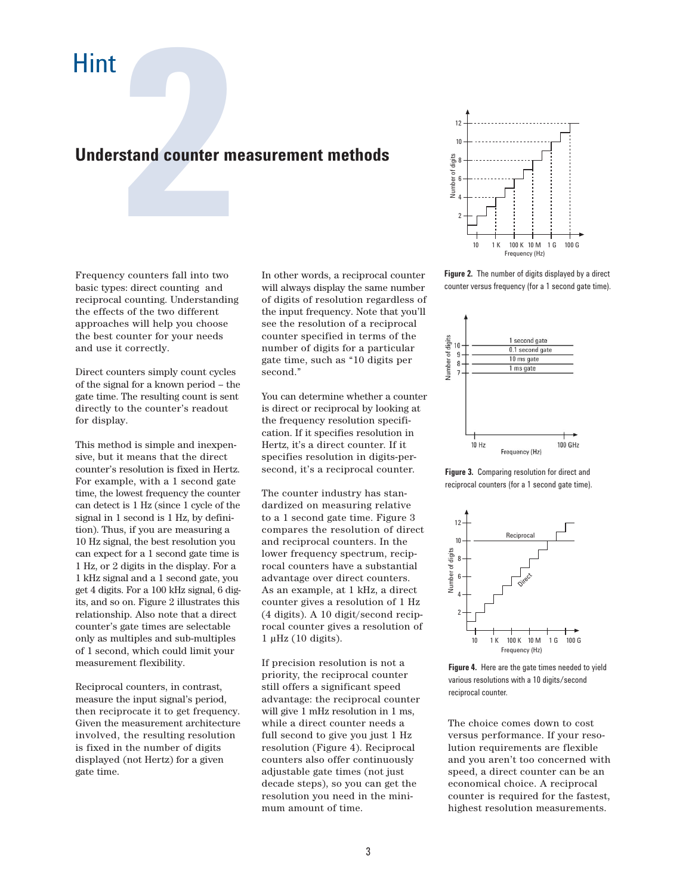# Hint 2

## Understand counter measurement methods

Frequency counters fall into two basic types: direct counting and reciprocal counting. Understanding the effects of the two different approaches will help you choose the best counter for your needs and use it correctly.

Direct counters simply count cycles of the signal for a known period – the gate time. The resulting count is sent directly to the counter's readout for display.

This method is simple and inexpensive, but it means that the direct counter's resolution is fixed in Hertz. For example, with a 1 second gate time, the lowest frequency the counter can detect is 1 Hz (since 1 cycle of the signal in 1 second is 1 Hz, by definition). Thus, if you are measuring a 10 Hz signal, the best resolution you can expect for a 1 second gate time is 1 Hz, or 2 digits in the display. For a 1 kHz signal and a 1 second gate, you get 4 digits. For a 100 kHz signal, 6 digits, and so on. Figure 2 illustrates this relationship. Also note that a direct counter's gate times are selectable only as multiples and sub-multiples of 1 second, which could limit your measurement flexibility.

Reciprocal counters, in contrast, measure the input signal's period, then reciprocate it to get frequency. Given the measurement architecture involved, the resulting resolution is fixed in the number of digits displayed (not Hertz) for a given gate time.

In other words, a reciprocal counter will always display the same number of digits of resolution regardless of the input frequency. Note that you'll see the resolution of a reciprocal counter specified in terms of the number of digits for a particular gate time, such as "10 digits per second."

You can determine whether a counter is direct or reciprocal by looking at the frequency resolution specification. If it specifies resolution in Hertz, it's a direct counter. If it specifies resolution in digits-per-second, it's a reciprocal counter.

The counter industry has standardized on measuring relative to a 1 second gate time. Figure 3 compares the resolution of direct and reciprocal counters. In the lower frequency spectrum, reciprocal counters have a substantial advantage over direct counters. As an example, at 1 kHz, a direct counter gives a resolution of 1 Hz (4 digits). A 10 digit/second reciprocal counter gives a resolution of 1 µHz (10 digits).

If precision resolution is not a priority, the reciprocal counter still offers a significant speed advantage: the reciprocal counter will give 1 mHz resolution in 1 ms, while a direct counter needs a full second to give you just 1 Hz resolution (Figure 4). Reciprocal counters also offer continuously adjustable gate times (not just decade steps), so you can get the resolution you need in the minimum amount of time.

**Figure 2.** The number of digits displayed by a direct counter versus frequency (for a 1 second gate time).

**Figure 3.** Comparing resolution for direct and reciprocal counters (for a 1 second gate time).

**Figure 4.** Here are the gate times needed to yield various resolutions with a 10 digits/second reciprocal counter.

The choice comes down to cost versus performance. If your resolution requirements are flexible and you aren't too concerned with speed, a direct counter can be an economical choice. A reciprocal counter is required for the fastest, highest resolution measurements.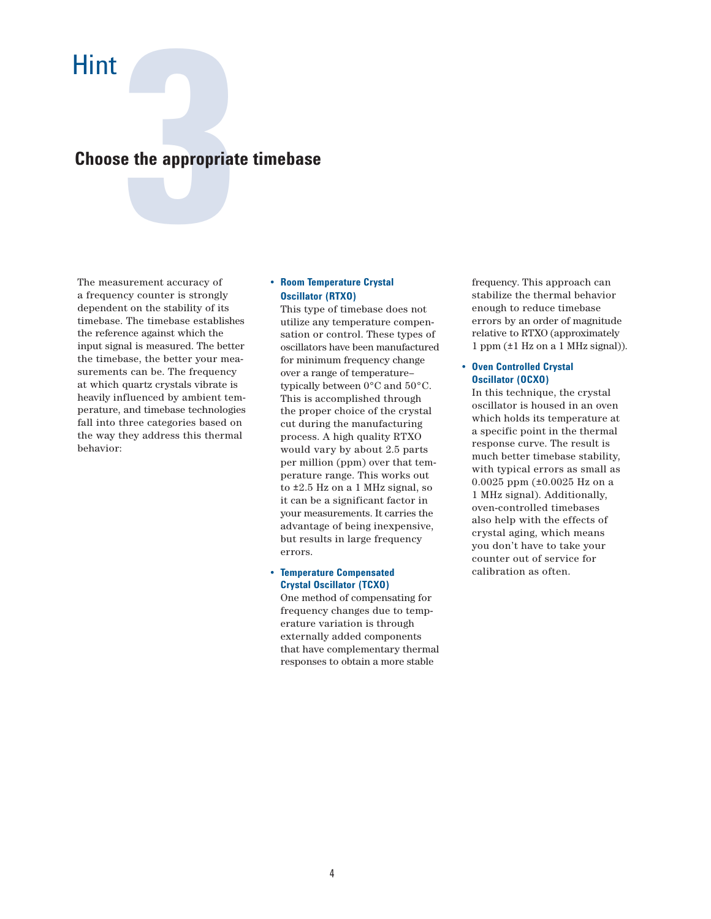# Hint 3

## Choose the appropriate timebase

The measurement accuracy of a frequency counter is strongly dependent on the stability of its timebase. The timebase establishes the reference against which the input signal is measured. The better the timebase, the better your measurements can be. The frequency at which quartz crystals vibrate is heavily influenced by ambient temperature, and timebase technologies fall into three categories based on the way they address this thermal behavior:

- **Room Temperature Crystal Oscillator (RTXO)**
  This type of timebase does not utilize any temperature compensation or control. These types of oscillators have been manufactured for minimum frequency change over a range of temperature–typically between 0°C and 50°C. This is accomplished through the proper choice of the crystal cut during the manufacturing process. A high quality RTXO would vary by about 2.5 parts per million (ppm) over that temperature range. This works out to ±2.5 Hz on a 1 MHz signal, so it can be a significant factor in your measurements. It carries the advantage of being inexpensive, but results in large frequency errors.

- **Temperature Compensated Crystal Oscillator (TCXO)**
  One method of compensating for frequency changes due to temperature variation is through externally added components that have complementary thermal responses to obtain a more stable frequency. This approach can stabilize the thermal behavior enough to reduce timebase errors by an order of magnitude relative to RTXO (approximately 1 ppm (±1 Hz on a 1 MHz signal)).

- **Oven Controlled Crystal Oscillator (OCXO)**
  In this technique, the crystal oscillator is housed in an oven which holds its temperature at a specific point in the thermal response curve. The result is much better timebase stability, with typical errors as small as 0.0025 ppm (±0.0025 Hz on a 1 MHz signal). Additionally, oven-controlled timebases also help with the effects of crystal aging, which means you don't have to take your counter out of service for calibration as often.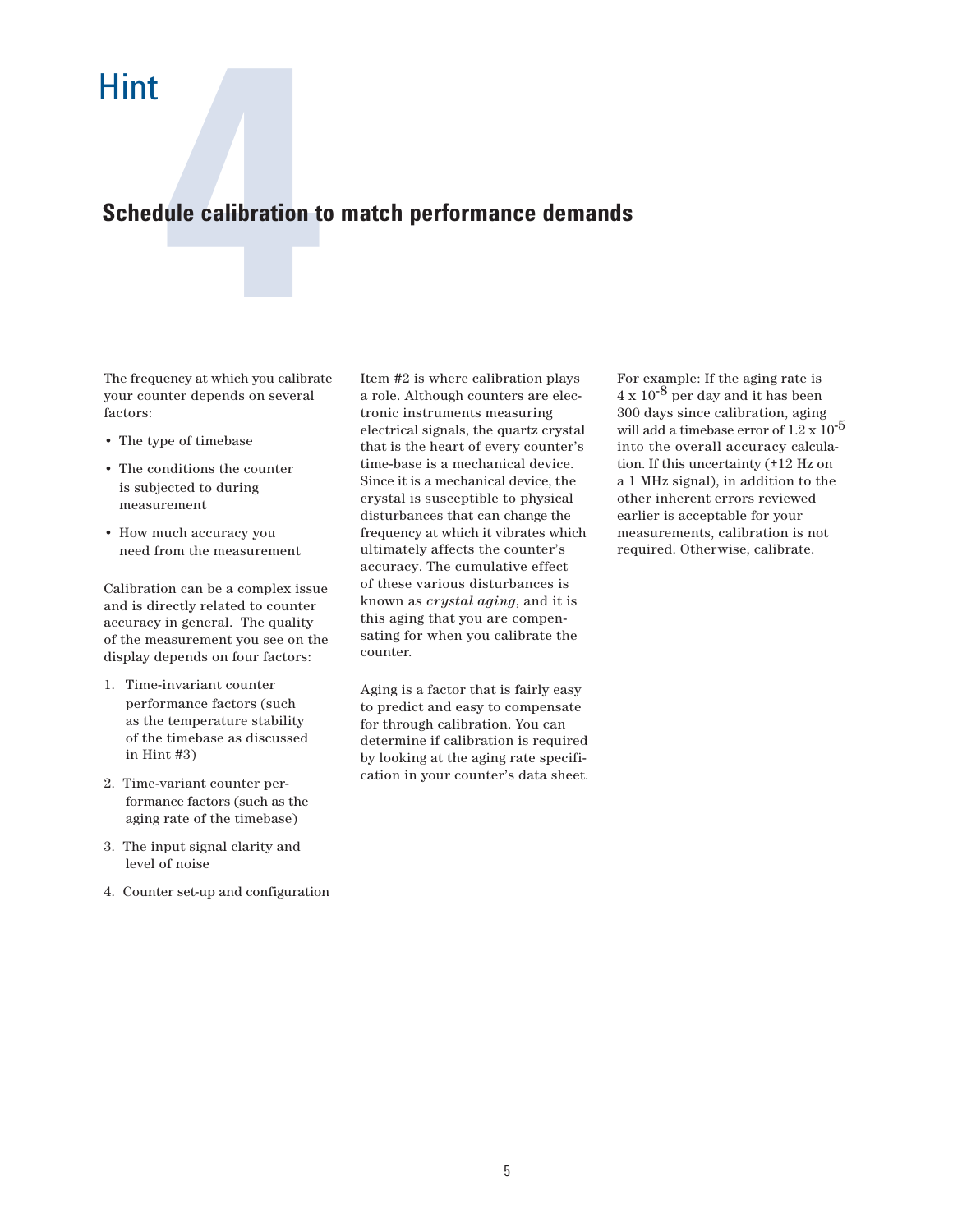# Hint 4

## Schedule calibration to match performance demands

The frequency at which you calibrate your counter depends on several factors:

- The type of timebase
- The conditions the counter is subjected to during measurement
- How much accuracy you need from the measurement

Calibration can be a complex issue and is directly related to counter accuracy in general. The quality of the measurement you see on the display depends on four factors:

1. Time-invariant counter performance factors (such as the temperature stability of the timebase as discussed in Hint #3)
2. Time-variant counter performance factors (such as the aging rate of the timebase)
3. The input signal clarity and level of noise
4. Counter set-up and configuration

Item #2 is where calibration plays a role. Although counters are electronic instruments measuring electrical signals, the quartz crystal that is the heart of every counter's time-base is a mechanical device. Since it is a mechanical device, the crystal is susceptible to physical disturbances that can change the frequency at which it vibrates which ultimately affects the counter's accuracy. The cumulative effect of these various disturbances is known as *crystal aging*, and it is this aging that you are compensating for when you calibrate the counter.

Aging is a factor that is fairly easy to predict and easy to compensate for through calibration. You can determine if calibration is required by looking at the aging rate specification in your counter's data sheet.

For example: If the aging rate is $4 \times 10^{-8}$ per day and it has been 300 days since calibration, aging will add a timebase error of $1.2 \times 10^{-5}$ into the overall accuracy calculation. If this uncertainty (±12 Hz on a 1 MHz signal), in addition to the other inherent errors reviewed earlier is acceptable for your measurements, calibration is not required. Otherwise, calibrate.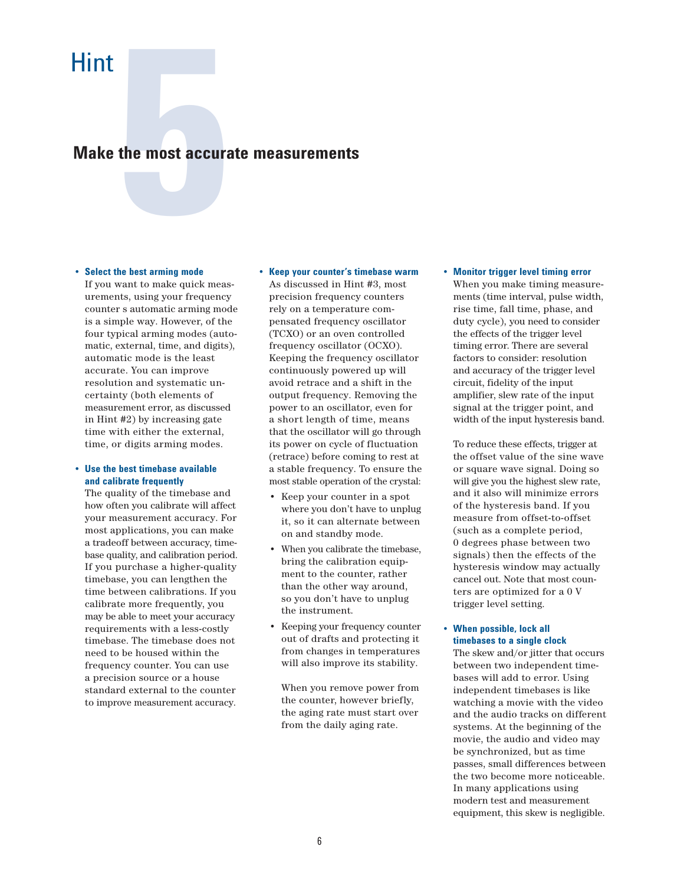# Hint 5

## Make the most accurate measurements

- **Select the best arming mode**
  If you want to make quick measurements, using your frequency counter s automatic arming mode is a simple way. However, of the four typical arming modes (automatic, external, time, and digits), automatic mode is the least accurate. You can improve resolution and systematic uncertainty (both elements of measurement error, as discussed in Hint #2) by increasing gate time with either the external, time, or digits arming modes.

- **Use the best timebase available and calibrate frequently**
  The quality of the timebase and how often you calibrate will affect your measurement accuracy. For most applications, you can make a tradeoff between accuracy, timebase quality, and calibration period. If you purchase a higher-quality timebase, you can lengthen the time between calibrations. If you calibrate more frequently, you may be able to meet your accuracy requirements with a less-costly timebase. The timebase does not need to be housed within the frequency counter. You can use a precision source or a house standard external to the counter to improve measurement accuracy.

- **Keep your counter's timebase warm**
  As discussed in Hint #3, most precision frequency counters rely on a temperature compensated frequency oscillator (TCXO) or an oven controlled frequency oscillator (OCXO). Keeping the frequency oscillator continuously powered up will avoid retrace and a shift in the output frequency. Removing the power to an oscillator, even for a short length of time, means that the oscillator will go through its power on cycle of fluctuation (retrace) before coming to rest at a stable frequency. To ensure the most stable operation of the crystal:
  - Keep your counter in a spot where you don't have to unplug it, so it can alternate between on and standby mode.
  - When you calibrate the timebase, bring the calibration equipment to the counter, rather than the other way around, so you don't have to unplug the instrument.
  - Keeping your frequency counter out of drafts and protecting it from changes in temperatures will also improve its stability.

  When you remove power from the counter, however briefly, the aging rate must start over from the daily aging rate.

- **Monitor trigger level timing error**
  When you make timing measurements (time interval, pulse width, rise time, fall time, phase, and duty cycle), you need to consider the effects of the trigger level timing error. There are several factors to consider: resolution and accuracy of the trigger level circuit, fidelity of the input amplifier, slew rate of the input signal at the trigger point, and width of the input hysteresis band.

  To reduce these effects, trigger at the offset value of the sine wave or square wave signal. Doing so will give you the highest slew rate, and it also will minimize errors of the hysteresis band. If you measure from offset-to-offset (such as a complete period, 0 degrees phase between two signals) then the effects of the hysteresis window may actually cancel out. Note that most counters are optimized for a 0 V trigger level setting.

- **When possible, lock all timebases to a single clock**
  The skew and/or jitter that occurs between two independent timebases will add to error. Using independent timebases is like watching a movie with the video and the audio tracks on different systems. At the beginning of the movie, the audio and video may be synchronized, but as time passes, small differences between the two become more noticeable. In many applications using modern test and measurement equipment, this skew is negligible.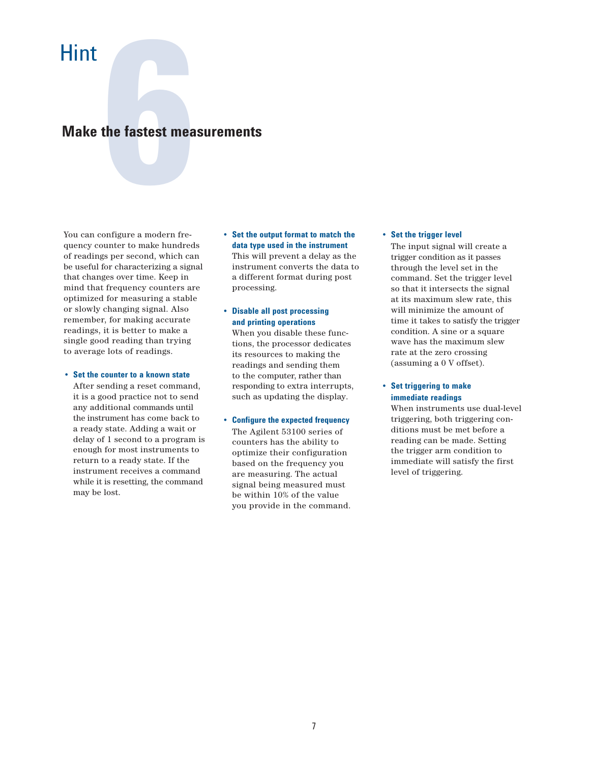# Hint 6

## Make the fastest measurements

You can configure a modern frequency counter to make hundreds of readings per second, which can be useful for characterizing a signal that changes over time. Keep in mind that frequency counters are optimized for measuring a stable or slowly changing signal. Also remember, for making accurate readings, it is better to make a single good reading than trying to average lots of readings.

- **Set the counter to a known state**
  After sending a reset command, it is a good practice not to send any additional commands until the instrument has come back to a ready state. Adding a wait or delay of 1 second to a program is enough for most instruments to return to a ready state. If the instrument receives a command while it is resetting, the command may be lost.

- **Set the output format to match the data type used in the instrument**
  This will prevent a delay as the instrument converts the data to a different format during post processing.

- **Disable all post processing and printing operations**
  When you disable these functions, the processor dedicates its resources to making the readings and sending them to the computer, rather than responding to extra interrupts, such as updating the display.

- **Configure the expected frequency**
  The Agilent 53100 series of counters has the ability to optimize their configuration based on the frequency you are measuring. The actual signal being measured must be within 10% of the value you provide in the command.

- **Set the trigger level**
  The input signal will create a trigger condition as it passes through the level set in the command. Set the trigger level so that it intersects the signal at its maximum slew rate, this will minimize the amount of time it takes to satisfy the trigger condition. A sine or a square wave has the maximum slew rate at the zero crossing (assuming a 0 V offset).

- **Set triggering to make immediate readings**
  When instruments use dual-level triggering, both triggering conditions must be met before a reading can be made. Setting the trigger arm condition to immediate will satisfy the first level of triggering.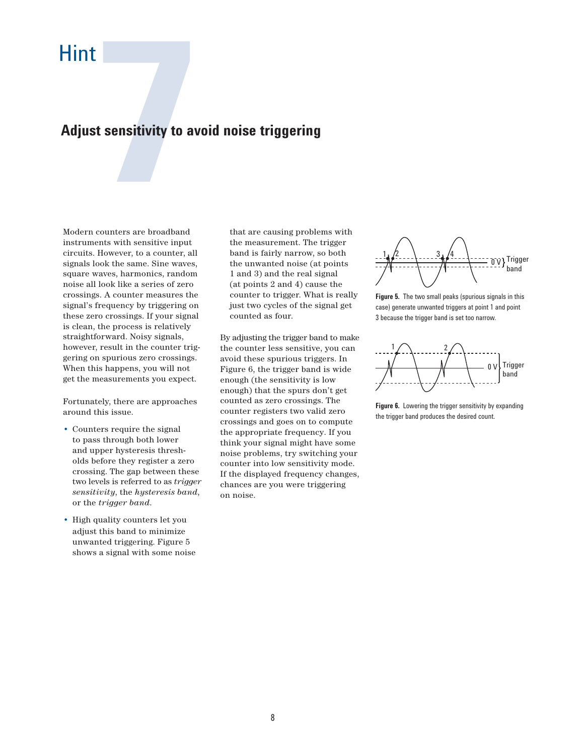# Hint 7

## Adjust sensitivity to avoid noise triggering

Modern counters are broadband instruments with sensitive input circuits. However, to a counter, all signals look the same. Sine waves, square waves, harmonics, random noise all look like a series of zero crossings. A counter measures the signal's frequency by triggering on these zero crossings. If your signal is clean, the process is relatively straightforward. Noisy signals, however, result in the counter triggering on spurious zero crossings. When this happens, you will not get the measurements you expect.

Fortunately, there are approaches around this issue.

- Counters require the signal to pass through both lower and upper hysteresis thresholds before they register a zero crossing. The gap between these two levels is referred to as *trigger sensitivity*, the *hysteresis band*, or the *trigger band*.
- High quality counters let you adjust this band to minimize unwanted triggering. Figure 5 shows a signal with some noise that are causing problems with the measurement. The trigger band is fairly narrow, so both the unwanted noise (at points 1 and 3) and the real signal (at points 2 and 4) cause the counter to trigger. What is really just two cycles of the signal get counted as four.

By adjusting the trigger band to make the counter less sensitive, you can avoid these spurious triggers. In Figure 6, the trigger band is wide enough (the sensitivity is low enough) that the spurs don't get counted as zero crossings. The counter registers two valid zero crossings and goes on to compute the appropriate frequency. If you think your signal might have some noise problems, try switching your counter into low sensitivity mode. If the displayed frequency changes, chances are you were triggering on noise.

**Figure 5.** The two small peaks (spurious signals in this case) generate unwanted triggers at point 1 and point 3 because the trigger band is set too narrow.

**Figure 6.** Lowering the trigger sensitivity by expanding the trigger band produces the desired count.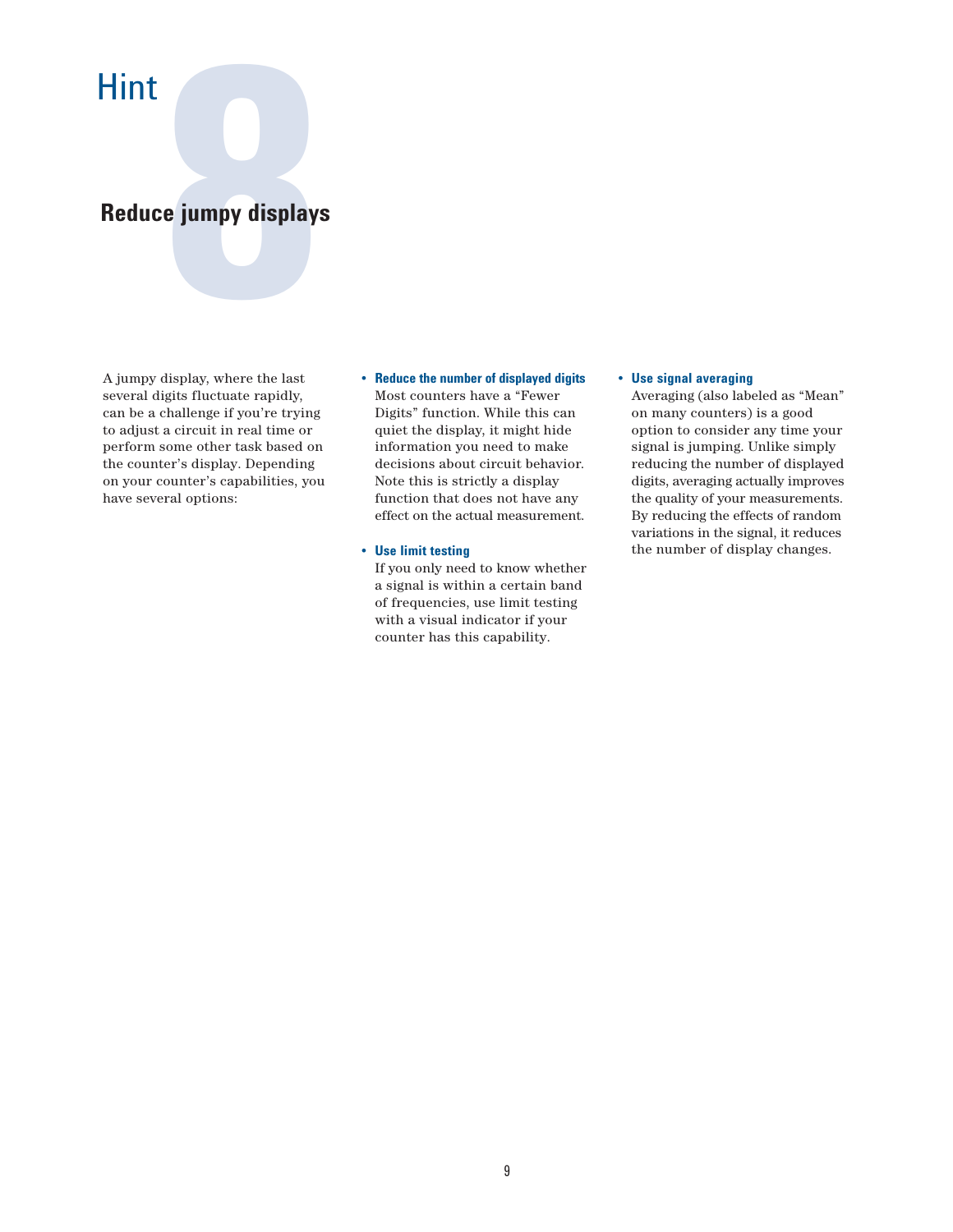# Hint 8

## Reduce jumpy displays

A jumpy display, where the last several digits fluctuate rapidly, can be a challenge if you're trying to adjust a circuit in real time or perform some other task based on the counter's display. Depending on your counter's capabilities, you have several options:

- **Reduce the number of displayed digits**
  Most counters have a "Fewer Digits" function. While this can quiet the display, it might hide information you need to make decisions about circuit behavior. Note this is strictly a display function that does not have any effect on the actual measurement.

- **Use limit testing**
  If you only need to know whether a signal is within a certain band of frequencies, use limit testing with a visual indicator if your counter has this capability.

- **Use signal averaging**
  Averaging (also labeled as "Mean" on many counters) is a good option to consider any time your signal is jumping. Unlike simply reducing the number of displayed digits, averaging actually improves the quality of your measurements. By reducing the effects of random variations in the signal, it reduces the number of display changes.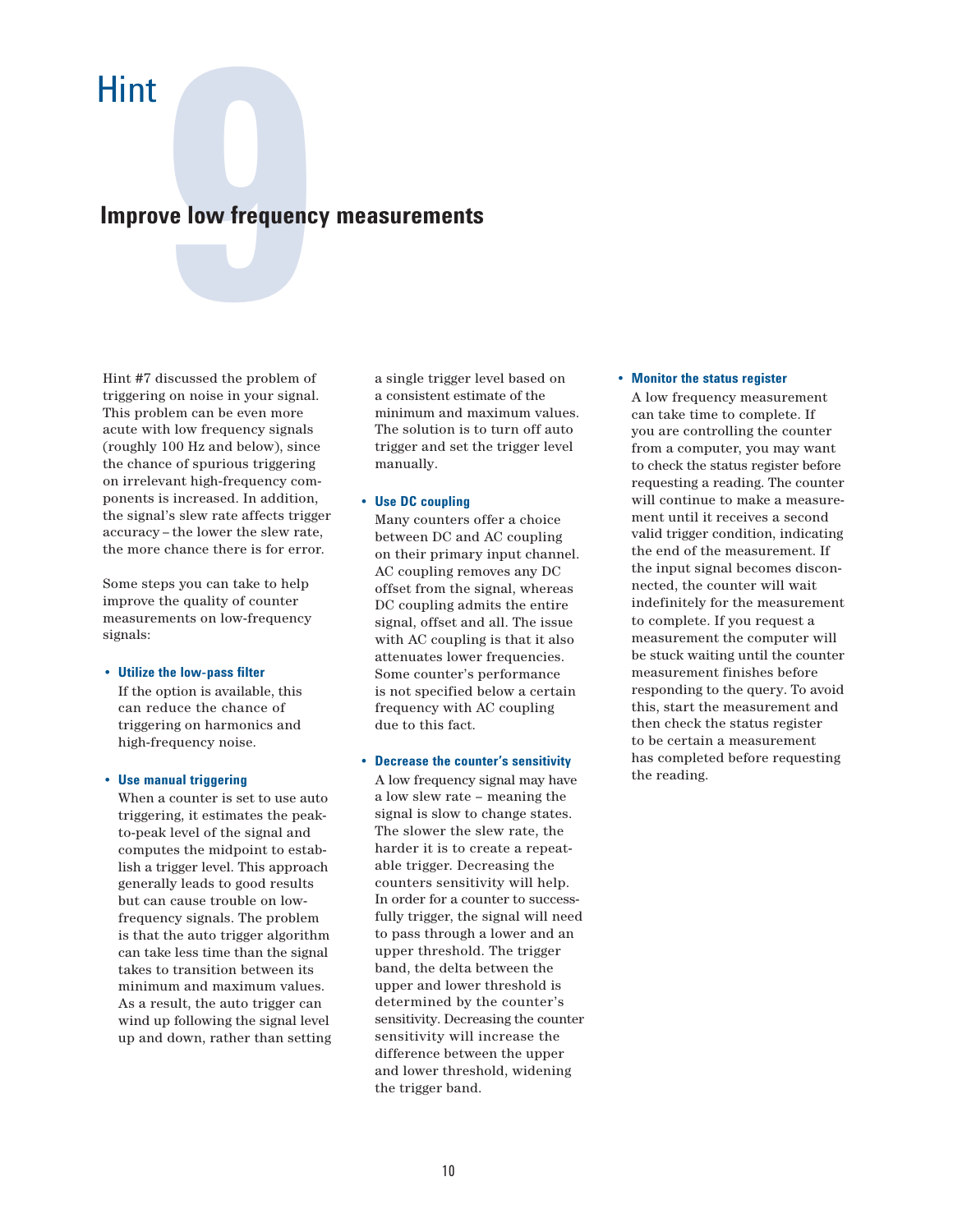# Hint 9

## Improve low frequency measurements

Hint #7 discussed the problem of triggering on noise in your signal. This problem can be even more acute with low frequency signals (roughly 100 Hz and below), since the chance of spurious triggering on irrelevant high-frequency components is increased. In addition, the signal's slew rate affects trigger accuracy – the lower the slew rate, the more chance there is for error.

Some steps you can take to help improve the quality of counter measurements on low-frequency signals:

- **Utilize the low-pass filter**
  If the option is available, this can reduce the chance of triggering on harmonics and high-frequency noise.

- **Use manual triggering**
  When a counter is set to use auto triggering, it estimates the peak-to-peak level of the signal and computes the midpoint to establish a trigger level. This approach generally leads to good results but can cause trouble on low-frequency signals. The problem is that the auto trigger algorithm can take less time than the signal takes to transition between its minimum and maximum values. As a result, the auto trigger can wind up following the signal level up and down, rather than setting a single trigger level based on a consistent estimate of the minimum and maximum values. The solution is to turn off auto trigger and set the trigger level manually.

- **Use DC coupling**
  Many counters offer a choice between DC and AC coupling on their primary input channel. AC coupling removes any DC offset from the signal, whereas DC coupling admits the entire signal, offset and all. The issue with AC coupling is that it also attenuates lower frequencies. Some counter's performance is not specified below a certain frequency with AC coupling due to this fact.

- **Decrease the counter's sensitivity**
  A low frequency signal may have a low slew rate – meaning the signal is slow to change states. The slower the slew rate, the harder it is to create a repeatable trigger. Decreasing the counters sensitivity will help. In order for a counter to successfully trigger, the signal will need to pass through a lower and an upper threshold. The trigger band, the delta between the upper and lower threshold is determined by the counter's sensitivity. Decreasing the counter sensitivity will increase the difference between the upper and lower threshold, widening the trigger band.

- **Monitor the status register**
  A low frequency measurement can take time to complete. If you are controlling the counter from a computer, you may want to check the status register before requesting a reading. The counter will continue to make a measurement until it receives a second valid trigger condition, indicating the end of the measurement. If the input signal becomes disconnected, the counter will wait indefinitely for the measurement to complete. If you request a measurement the computer will be stuck waiting until the counter measurement finishes before responding to the query. To avoid this, start the measurement and then check the status register to be certain a measurement has completed before requesting the reading.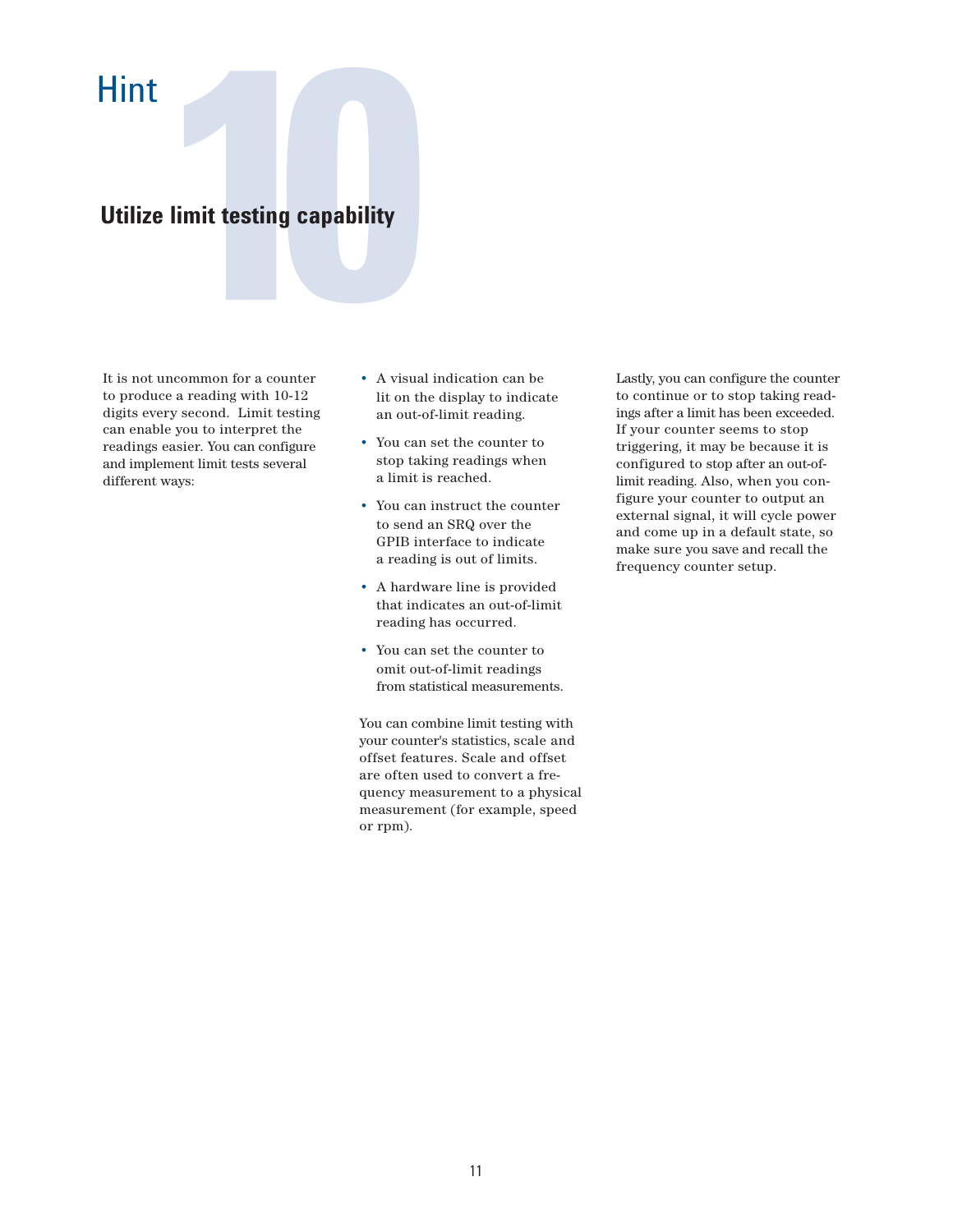# Hint 10

## Utilize limit testing capability

It is not uncommon for a counter to produce a reading with 10-12 digits every second.  Limit testing can enable you to interpret the readings easier. You can configure and implement limit tests several different ways:

- A visual indication can be lit on the display to indicate an out-of-limit reading.
- You can set the counter to stop taking readings when a limit is reached.
- You can instruct the counter to send an SRQ over the GPIB interface to indicate a reading is out of limits.
- A hardware line is provided that indicates an out-of-limit reading has occurred.
- You can set the counter to omit out-of-limit readings from statistical measurements.

You can combine limit testing with your counter's statistics, scale and offset features. Scale and offset are often used to convert a frequency measurement to a physical measurement (for example, speed or rpm).

Lastly, you can configure the counter to continue or to stop taking readings after a limit has been exceeded. If your counter seems to stop triggering, it may be because it is configured to stop after an out-of-limit reading. Also, when you configure your counter to output an external signal, it will cycle power and come up in a default state, so make sure you save and recall the frequency counter setup.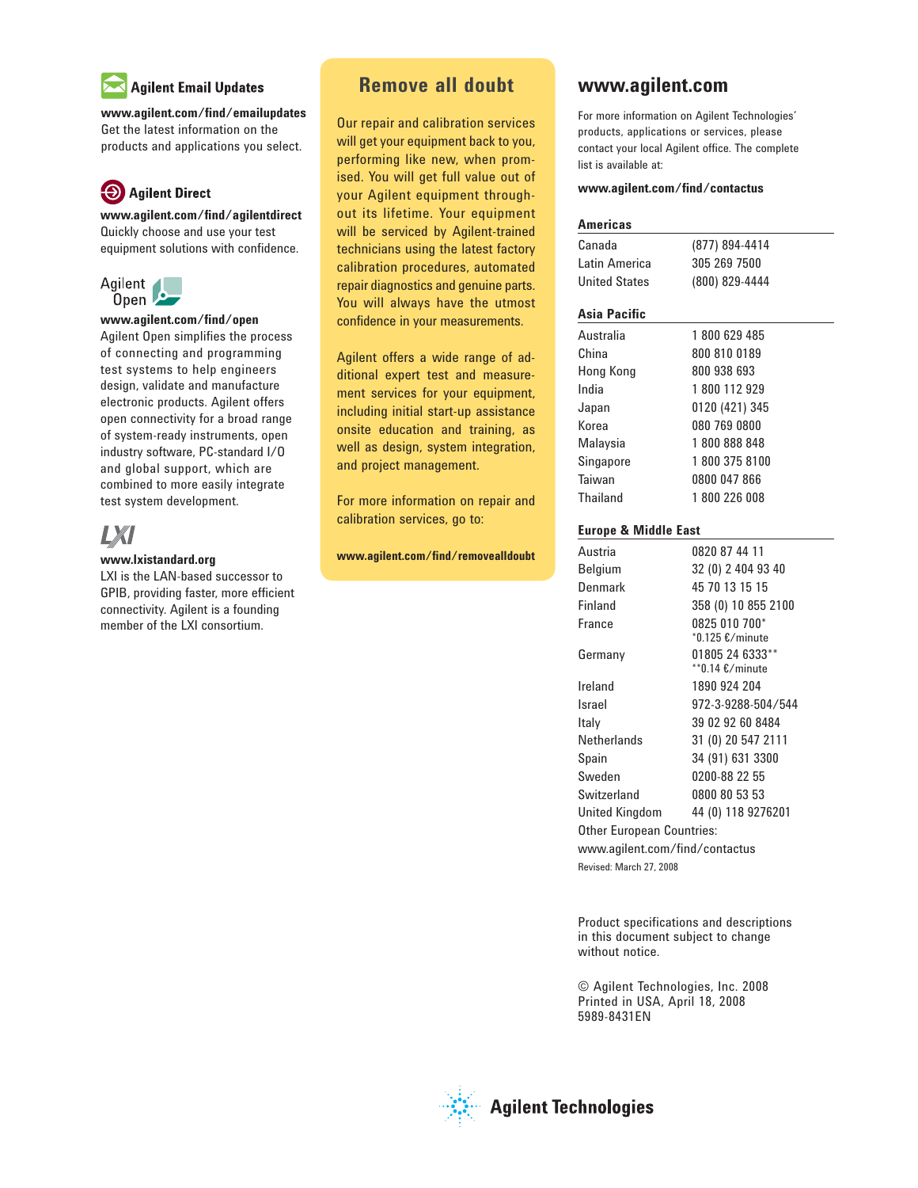### Agilent Email Updates

**www.agilent.com/find/emailupdates**
Get the latest information on the products and applications you select.

### Agilent Direct

**www.agilent.com/find/agilentdirect**
Quickly choose and use your test equipment solutions with confidence.

### Agilent Open

**www.agilent.com/find/open**
Agilent Open simplifies the process of connecting and programming test systems to help engineers design, validate and manufacture electronic products. Agilent offers open connectivity for a broad range of system-ready instruments, open industry software, PC-standard I/O and global support, which are combined to more easily integrate test system development.

### LXI

**www.lxistandard.org**
LXI is the LAN-based successor to GPIB, providing faster, more efficient connectivity. Agilent is a founding member of the LXI consortium.

## Remove all doubt

Our repair and calibration services will get your equipment back to you, performing like new, when promised. You will get full value out of your Agilent equipment throughout its lifetime. Your equipment will be serviced by Agilent-trained technicians using the latest factory calibration procedures, automated repair diagnostics and genuine parts. You will always have the utmost confidence in your measurements.

Agilent offers a wide range of additional expert test and measurement services for your equipment, including initial start-up assistance onsite education and training, as well as design, system integration, and project management.

For more information on repair and calibration services, go to:

**www.agilent.com/find/removealldoubt**

## www.agilent.com

For more information on Agilent Technologies' products, applications or services, please contact your local Agilent office. The complete list is available at:

**www.agilent.com/find/contactus**

| **Americas** | |
|---|---|
| Canada | (877) 894-4414 |
| Latin America | 305 269 7500 |
| United States | (800) 829-4444 |

| **Asia Pacific** | |
|---|---|
| Australia | 1 800 629 485 |
| China | 800 810 0189 |
| Hong Kong | 800 938 693 |
| India | 1 800 112 929 |
| Japan | 0120 (421) 345 |
| Korea | 080 769 0800 |
| Malaysia | 1 800 888 848 |
| Singapore | 1 800 375 8100 |
| Taiwan | 0800 047 866 |
| Thailand | 1 800 226 008 |

| **Europe & Middle East** | |
|---|---|
| Austria | 0820 87 44 11 |
| Belgium | 32 (0) 2 404 93 40 |
| Denmark | 45 70 13 15 15 |
| Finland | 358 (0) 10 855 2100 |
| France | 0825 010 700* *0.125 €/minute |
| Germany | 01805 24 6333** **0.14 €/minute |
| Ireland | 1890 924 204 |
| Israel | 972-3-9288-504/544 |
| Italy | 39 02 92 60 8484 |
| Netherlands | 31 (0) 20 547 2111 |
| Spain | 34 (91) 631 3300 |
| Sweden | 0200-88 22 55 |
| Switzerland | 0800 80 53 53 |
| United Kingdom | 44 (0) 118 9276201 |

Other European Countries:
www.agilent.com/find/contactus

Revised: March 27, 2008

Product specifications and descriptions in this document subject to change without notice.

© Agilent Technologies, Inc. 2008
Printed in USA, April 18, 2008
5989-8431EN

Agilent Technologies